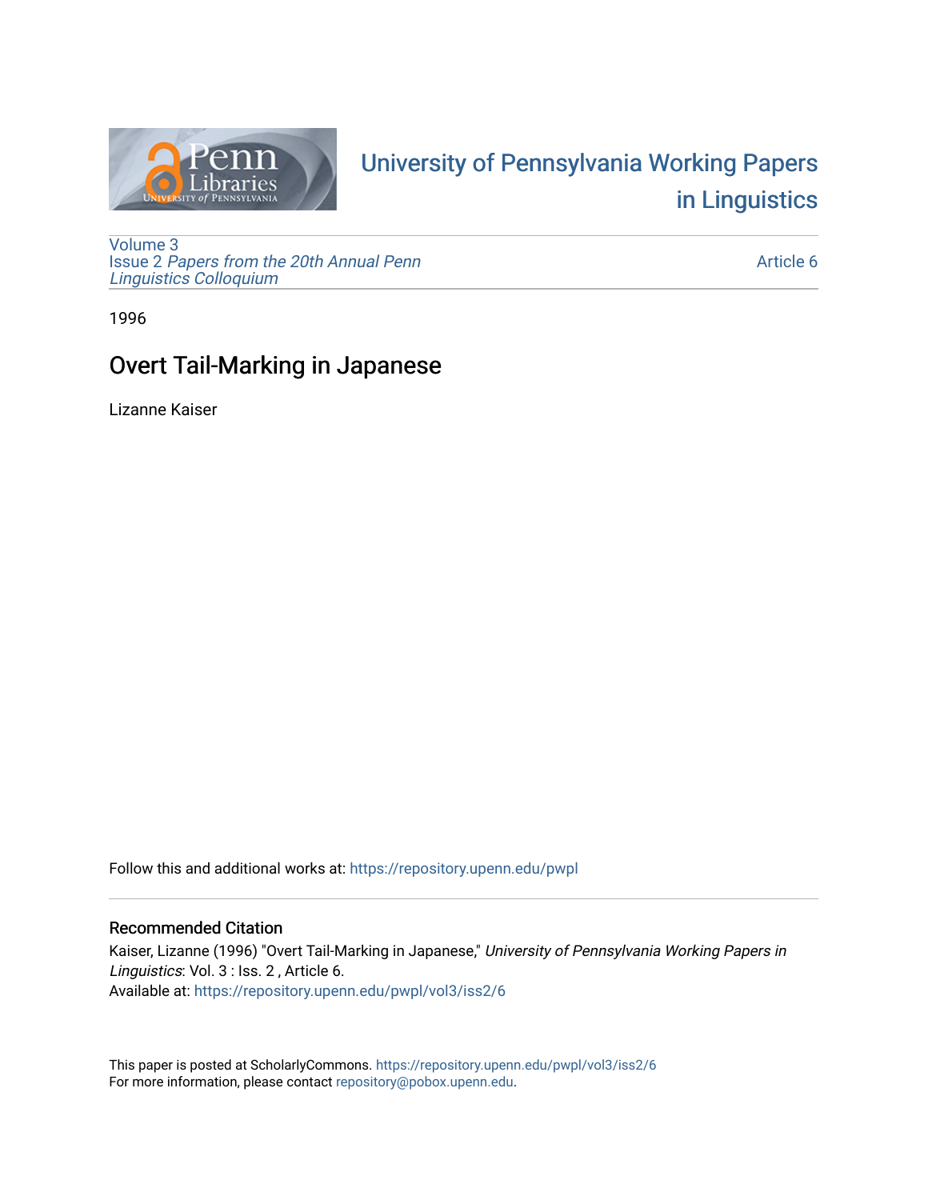University of Pennsylvania Working Papers in Linguistics

Volume 3
Issue 2 *Papers from the 20th Annual Penn Linguistics Colloquium*

Article 6

1996

# Overt Tail-Marking in Japanese

Lizanne Kaiser

Follow this and additional works at: https://repository.upenn.edu/pwpl

## Recommended Citation

Kaiser, Lizanne (1996) "Overt Tail-Marking in Japanese," *University of Pennsylvania Working Papers in Linguistics*: Vol. 3 : Iss. 2 , Article 6.
Available at: https://repository.upenn.edu/pwpl/vol3/iss2/6

This paper is posted at ScholarlyCommons. https://repository.upenn.edu/pwpl/vol3/iss2/6
For more information, please contact repository@pobox.upenn.edu.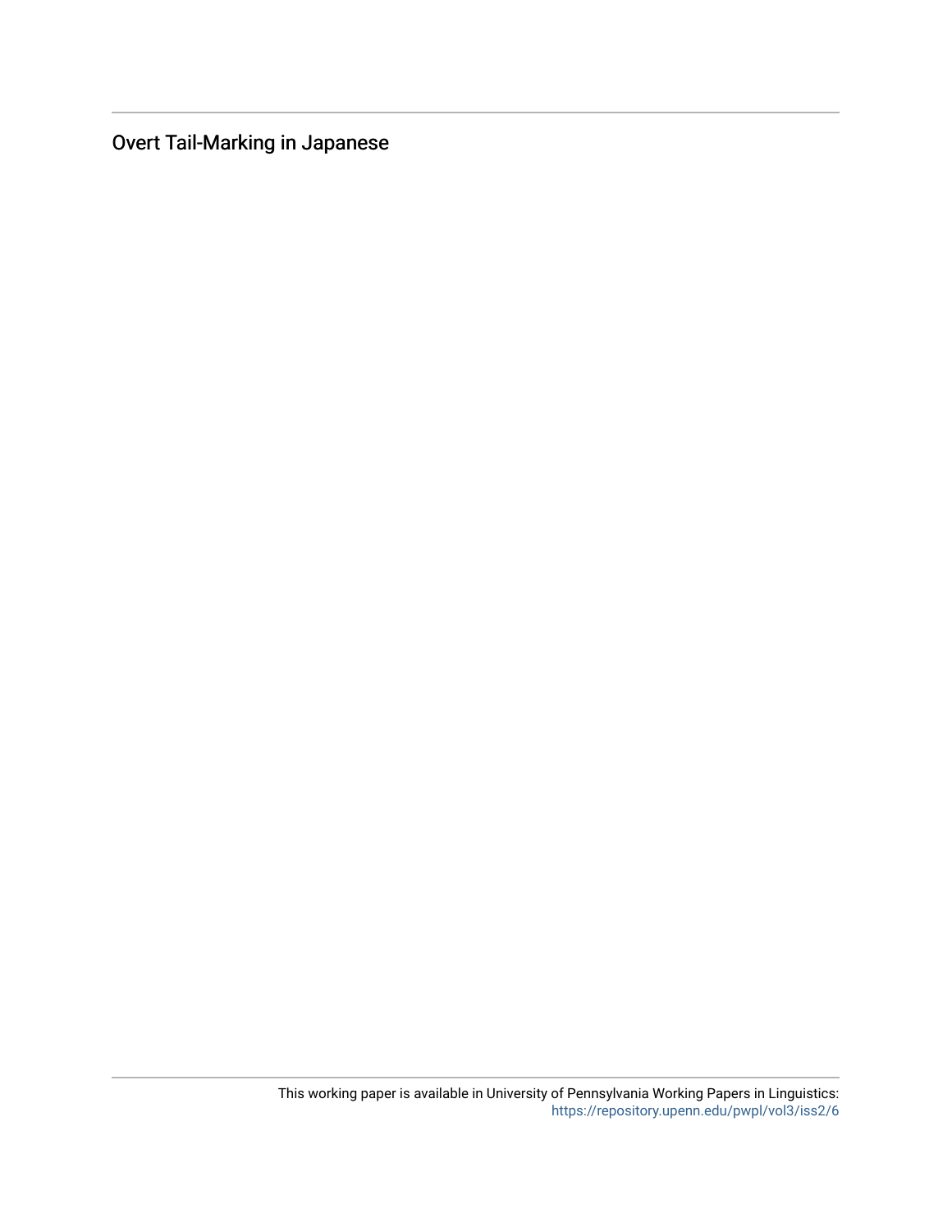Overt Tail-Marking in Japanese

This working paper is available in University of Pennsylvania Working Papers in Linguistics: https://repository.upenn.edu/pwpl/vol3/iss2/6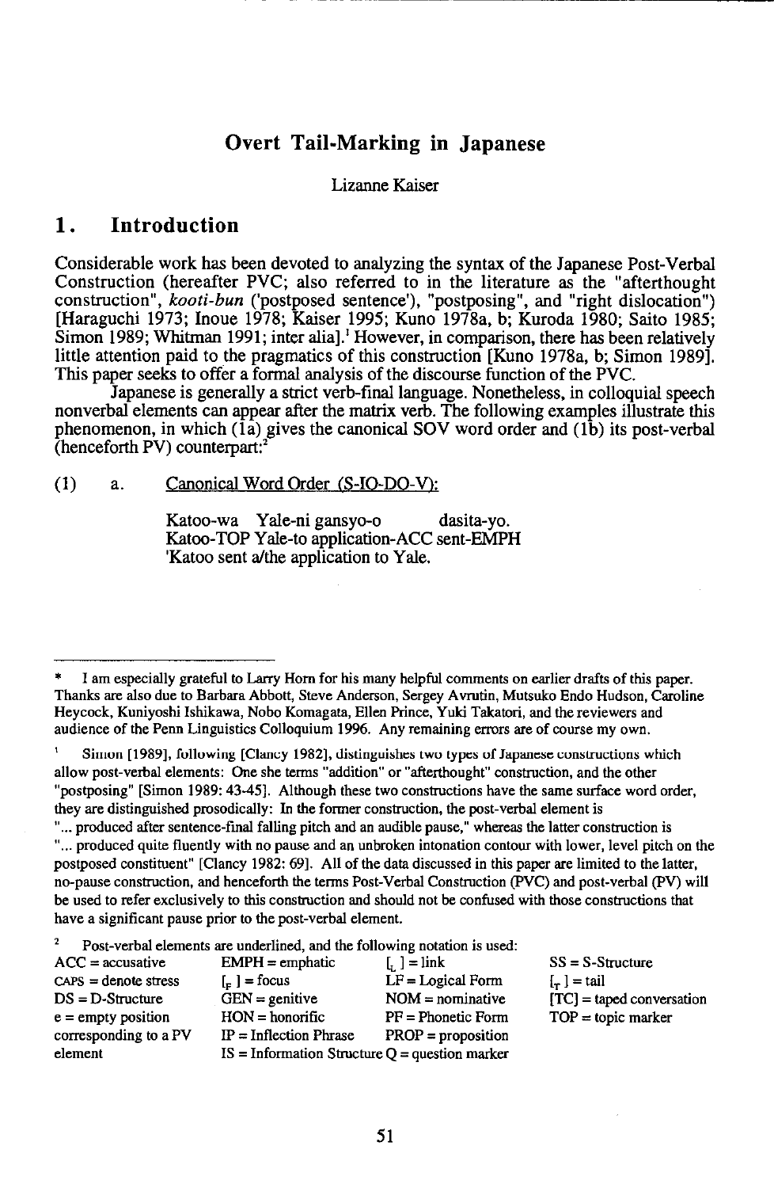# Overt Tail-Marking in Japanese

Lizanne Kaiser

## 1. Introduction

Considerable work has been devoted to analyzing the syntax of the Japanese Post-Verbal Construction (hereafter PVC; also referred to in the literature as the "afterthought construction", *kooti-bun* ('postposed sentence'), "postposing", and "right dislocation") [Haraguchi 1973; Inoue 1978; Kaiser 1995; Kuno 1978a, b; Kuroda 1980; Saito 1985; Simon 1989; Whitman 1991; inter alia].[1] However, in comparison, there has been relatively little attention paid to the pragmatics of this construction [Kuno 1978a, b; Simon 1989]. This paper seeks to offer a formal analysis of the discourse function of the PVC.

Japanese is generally a strict verb-final language. Nonetheless, in colloquial speech nonverbal elements can appear after the matrix verb. The following examples illustrate this phenomenon, in which (1a) gives the canonical SOV word order and (1b) its post-verbal (henceforth PV) counterpart:[2]

(1) a. Canonical Word Order (S-IO-DO-V):

Katoo-wa Yale-ni gansyo-o dasita-yo.
Katoo-TOP Yale-to application-ACC sent-EMPH
'Katoo sent a/the application to Yale.

---

\* I am especially grateful to Larry Horn for his many helpful comments on earlier drafts of this paper. Thanks are also due to Barbara Abbott, Steve Anderson, Sergey Avrutin, Mutsuko Endo Hudson, Caroline Heycock, Kuniyoshi Ishikawa, Nobo Komagata, Ellen Prince, Yuki Takatori, and the reviewers and audience of the Penn Linguistics Colloquium 1996. Any remaining errors are of course my own.

1 Simon [1989], following [Clancy 1982], distinguishes two types of Japanese constructions which allow post-verbal elements: One she terms "addition" or "afterthought" construction, and the other "postposing" [Simon 1989: 43-45]. Although these two constructions have the same surface word order, they are distinguished prosodically: In the former construction, the post-verbal element is "... produced after sentence-final falling pitch and an audible pause," whereas the latter construction is "... produced quite fluently with no pause and an unbroken intonation contour with lower, level pitch on the postposed constituent" [Clancy 1982: 69]. All of the data discussed in this paper are limited to the latter, no-pause construction, and henceforth the terms Post-Verbal Construction (PVC) and post-verbal (PV) will be used to refer exclusively to this construction and should not be confused with those constructions that have a significant pause prior to the post-verbal element.

2 Post-verbal elements are underlined, and the following notation is used:

| | | | |
|---|---|---|---|
| ACC = accusative | EMPH = emphatic | [$_L$ ] = link | SS = S-Structure |
| CAPS = denote stress | [$_F$ ] = focus | LF = Logical Form | [$_T$ ] = tail |
| DS = D-Structure | GEN = genitive | NOM = nominative | [TC] = taped conversation |
| e = empty position corresponding to a PV element | HON = honorific | PF = Phonetic Form | TOP = topic marker |
| | IP = Inflection Phrase | PROP = proposition | |
| | IS = Information Structure | Q = question marker | |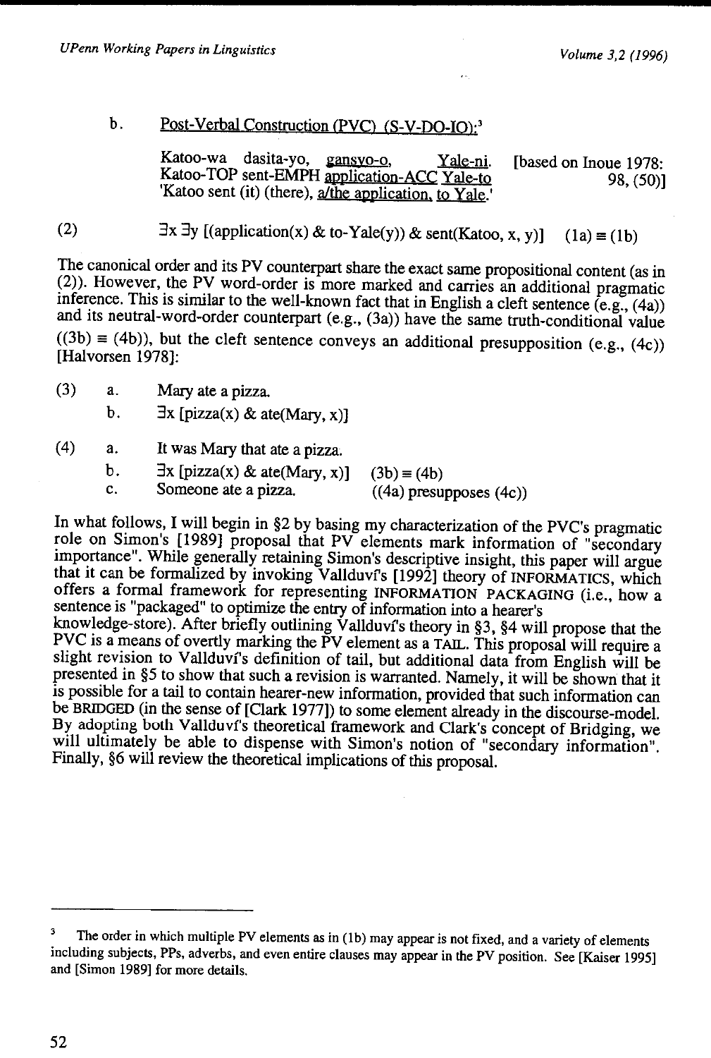b. <u>Post-Verbal Construction (PVC) (S-V-DO-IO)</u>:[3]

Katoo-wa dasita-yo, <u>gansyo-o</u>, <u>Yale-ni</u>. [based on Inoue 1978: 98, (50)]
Katoo-TOP sent-EMPH <u>application-ACC</u> <u>Yale-to</u>
'Katoo sent (it) (there), <u>a/the application, to Yale</u>.'

(2) $\exists x \exists y$ [(application(x) & to-Yale(y)) & sent(Katoo, x, y)] (1a) $\equiv$ (1b)

The canonical order and its PV counterpart share the exact same propositional content (as in (2)). However, the PV word-order is more marked and carries an additional pragmatic inference. This is similar to the well-known fact that in English a cleft sentence (e.g., (4a)) and its neutral-word-order counterpart (e.g., (3a)) have the same truth-conditional value ((3b) $\equiv$ (4b)), but the cleft sentence conveys an additional presupposition (e.g., (4c)) [Halvorsen 1978]:

(3) a. Mary ate a pizza.
  b. $\exists x$ [pizza(x) & ate(Mary, x)]

(4) a. It was Mary that ate a pizza.
  b. $\exists x$ [pizza(x) & ate(Mary, x)] (3b) $\equiv$ (4b)
  c. Someone ate a pizza. ((4a) presupposes (4c))

In what follows, I will begin in §2 by basing my characterization of the PVC's pragmatic role on Simon's [1989] proposal that PV elements mark information of "secondary importance". While generally retaining Simon's descriptive insight, this paper will argue that it can be formalized by invoking Vallduví's [1992] theory of INFORMATICS, which offers a formal framework for representing INFORMATION PACKAGING (i.e., how a sentence is "packaged" to optimize the entry of information into a hearer's knowledge-store). After briefly outlining Vallduví's theory in §3, §4 will propose that the PVC is a means of overtly marking the PV element as a TAIL. This proposal will require a slight revision to Vallduví's definition of tail, but additional data from English will be presented in §5 to show that such a revision is warranted. Namely, it will be shown that it is possible for a tail to contain hearer-new information, provided that such information can be BRIDGED (in the sense of [Clark 1977]) to some element already in the discourse-model. By adopting both Vallduví's theoretical framework and Clark's concept of Bridging, we will ultimately be able to dispense with Simon's notion of "secondary information". Finally, §6 will review the theoretical implications of this proposal.

---

[3] The order in which multiple PV elements as in (1b) may appear is not fixed, and a variety of elements including subjects, PPs, adverbs, and even entire clauses may appear in the PV position. See [Kaiser 1995] and [Simon 1989] for more details.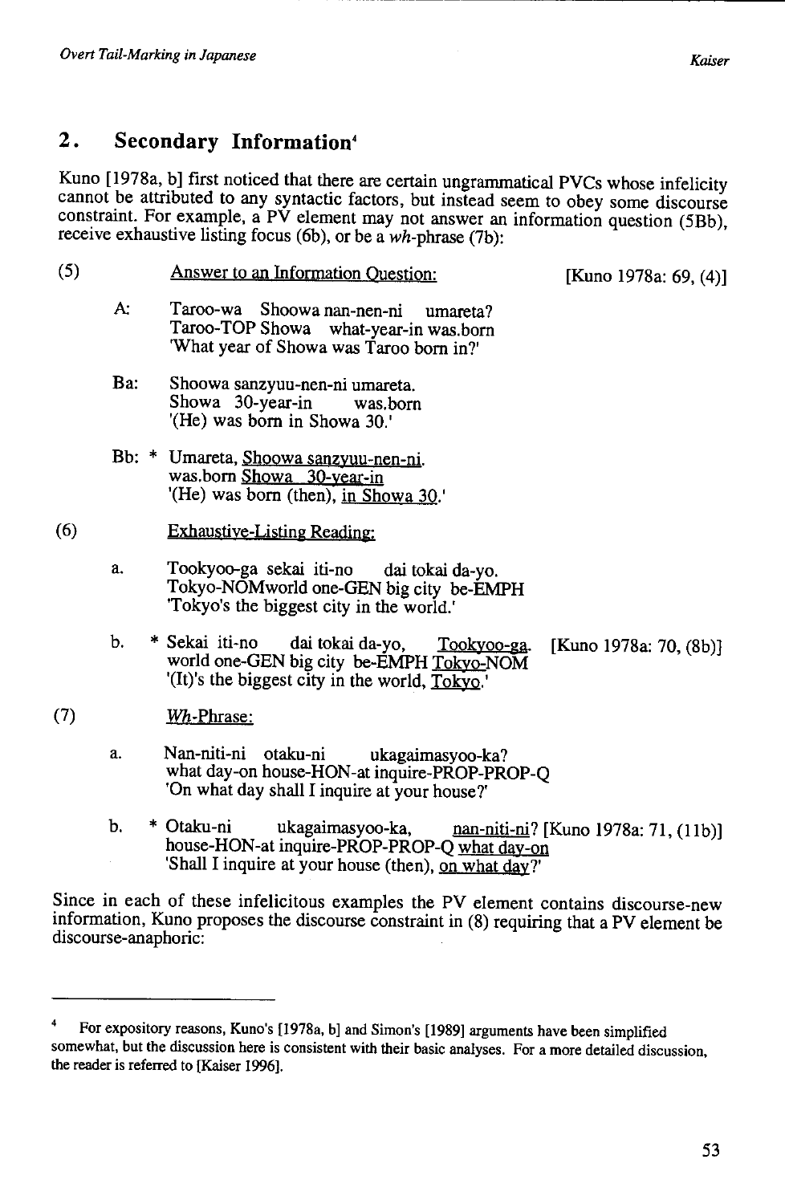## 2. Secondary Information[4]

Kuno [1978a, b] first noticed that there are certain ungrammatical PVCs whose infelicity cannot be attributed to any syntactic factors, but instead seem to obey some discourse constraint. For example, a PV element may not answer an information question (5Bb), receive exhaustive listing focus (6b), or be a *wh*-phrase (7b):

(5) Answer to an Information Question: [Kuno 1978a: 69, (4)]

A: Taroo-wa Shoowa nan-nen-ni umareta?
Taroo-TOP Showa what-year-in was.born
'What year of Showa was Taroo born in?'

Ba: Shoowa sanzyuu-nen-ni umareta.
Showa 30-year-in was.born
'(He) was born in Showa 30.'

Bb: * Umareta, Shoowa sanzyuu-nen-ni.
was.born Showa 30-year-in
'(He) was born (then), in Showa 30.'

(6) Exhaustive-Listing Reading:

a. Tookyoo-ga sekai iti-no dai tokai da-yo.
Tokyo-NOMworld one-GEN big city be-EMPH
'Tokyo's the biggest city in the world.'

b. * Sekai iti-no dai tokai da-yo, Tookyoo-ga. [Kuno 1978a: 70, (8b)]
world one-GEN big city be-EMPH Tokyo-NOM
'(It)'s the biggest city in the world, Tokyo.'

(7) *Wh*-Phrase:

a. Nan-niti-ni otaku-ni ukagaimasyoo-ka?
what day-on house-HON-at inquire-PROP-PROP-Q
'On what day shall I inquire at your house?'

b. * Otaku-ni ukagaimasyoo-ka, nan-niti-ni? [Kuno 1978a: 71, (11b)]
house-HON-at inquire-PROP-PROP-Q what day-on
'Shall I inquire at your house (then), on what day?'

Since in each of these infelicitous examples the PV element contains discourse-new information, Kuno proposes the discourse constraint in (8) requiring that a PV element be discourse-anaphoric:

---

[4] For expository reasons, Kuno's [1978a, b] and Simon's [1989] arguments have been simplified somewhat, but the discussion here is consistent with their basic analyses. For a more detailed discussion, the reader is referred to [Kaiser 1996].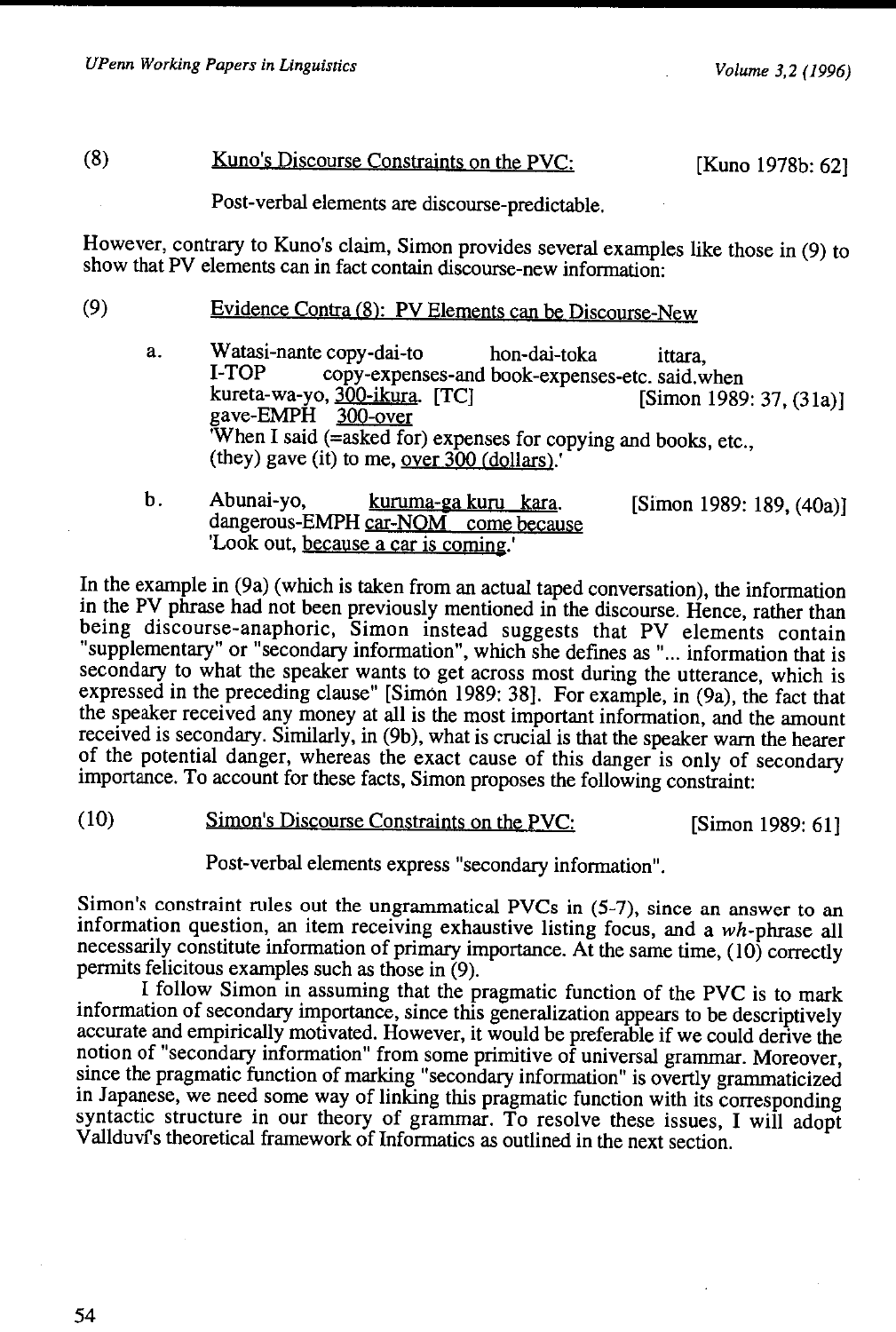(8) <u>Kuno's Discourse Constraints on the PVC:</u> [Kuno 1978b: 62]

Post-verbal elements are discourse-predictable.

However, contrary to Kuno's claim, Simon provides several examples like those in (9) to show that PV elements can in fact contain discourse-new information:

(9) <u>Evidence Contra (8): PV Elements can be Discourse-New</u>

a. Watasi-nante copy-dai-to hon-dai-toka ittara,
I-TOP copy-expenses-and book-expenses-etc. said.when
kureta-wa-yo, <u>300-ikura</u>. [TC] [Simon 1989: 37, (31a)]
gave-EMPH <u>300-over</u>
'When I said (=asked for) expenses for copying and books, etc., (they) gave (it) to me, <u>over 300 (dollars)</u>.'

b. Abunai-yo, <u>kuruma-ga kuru kara</u>. [Simon 1989: 189, (40a)]
dangerous-EMPH <u>car-NOM come because</u>
'Look out, <u>because a car is coming</u>.'

In the example in (9a) (which is taken from an actual taped conversation), the information in the PV phrase had not been previously mentioned in the discourse. Hence, rather than being discourse-anaphoric, Simon instead suggests that PV elements contain "supplementary" or "secondary information", which she defines as "... information that is secondary to what the speaker wants to get across most during the utterance, which is expressed in the preceding clause" [Simon 1989: 38]. For example, in (9a), the fact that the speaker received any money at all is the most important information, and the amount received is secondary. Similarly, in (9b), what is crucial is that the speaker warn the hearer of the potential danger, whereas the exact cause of this danger is only of secondary importance. To account for these facts, Simon proposes the following constraint:

(10) <u>Simon's Discourse Constraints on the PVC:</u> [Simon 1989: 61]

Post-verbal elements express "secondary information".

Simon's constraint rules out the ungrammatical PVCs in (5-7), since an answer to an information question, an item receiving exhaustive listing focus, and a *wh*-phrase all necessarily constitute information of primary importance. At the same time, (10) correctly permits felicitous examples such as those in (9).

I follow Simon in assuming that the pragmatic function of the PVC is to mark information of secondary importance, since this generalization appears to be descriptively accurate and empirically motivated. However, it would be preferable if we could derive the notion of "secondary information" from some primitive of universal grammar. Moreover, since the pragmatic function of marking "secondary information" is overtly grammaticized in Japanese, we need some way of linking this pragmatic function with its corresponding syntactic structure in our theory of grammar. To resolve these issues, I will adopt Vallduví's theoretical framework of Informatics as outlined in the next section.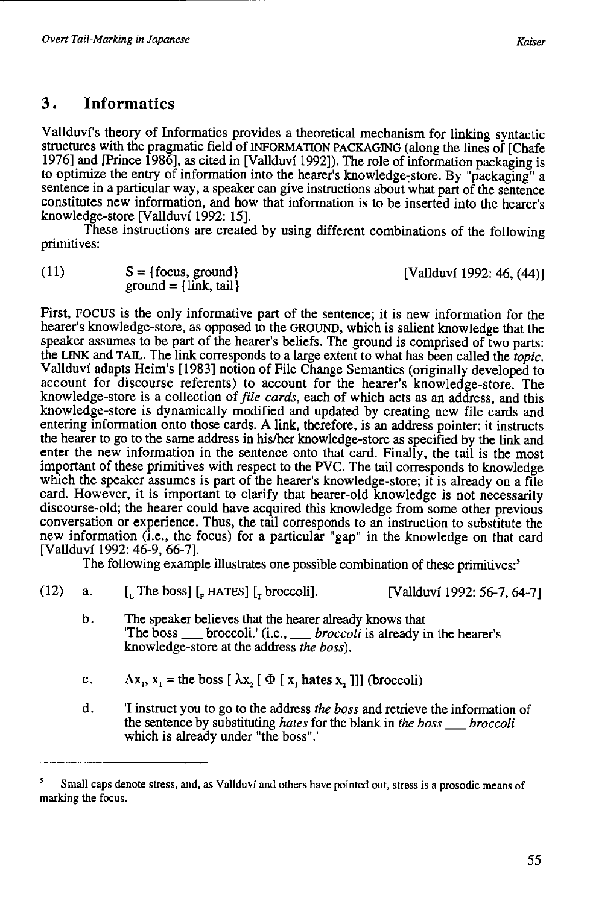## 3. Informatics

Vallduví's theory of Informatics provides a theoretical mechanism for linking syntactic structures with the pragmatic field of INFORMATION PACKAGING (along the lines of [Chafe 1976] and [Prince 1986], as cited in [Vallduví 1992]). The role of information packaging is to optimize the entry of information into the hearer's knowledge-store. By "packaging" a sentence in a particular way, a speaker can give instructions about what part of the sentence constitutes new information, and how that information is to be inserted into the hearer's knowledge-store [Vallduví 1992: 15].

These instructions are created by using different combinations of the following primitives:

(11) S = {focus, ground} [Vallduví 1992: 46, (44)]
ground = {link, tail}

First, FOCUS is the only informative part of the sentence; it is new information for the hearer's knowledge-store, as opposed to the GROUND, which is salient knowledge that the speaker assumes to be part of the hearer's beliefs. The ground is comprised of two parts: the LINK and TAIL. The link corresponds to a large extent to what has been called the *topic*. Vallduví adapts Heim's [1983] notion of File Change Semantics (originally developed to account for discourse referents) to account for the hearer's knowledge-store. The knowledge-store is a collection of *file cards*, each of which acts as an address, and this knowledge-store is dynamically modified and updated by creating new file cards and entering information onto those cards. A link, therefore, is an address pointer: it instructs the hearer to go to the same address in his/her knowledge-store as specified by the link and enter the new information in the sentence onto that card. Finally, the tail is the most important of these primitives with respect to the PVC. The tail corresponds to knowledge which the speaker assumes is part of the hearer's knowledge-store; it is already on a file card. However, it is important to clarify that hearer-old knowledge is not necessarily discourse-old; the hearer could have acquired this knowledge from some other previous conversation or experience. Thus, the tail corresponds to an instruction to substitute the new information (i.e., the focus) for a particular "gap" in the knowledge on that card [Vallduví 1992: 46-9, 66-7].

The following example illustrates one possible combination of these primitives:[5]

(12) a. [$_L$ The boss] [$_F$ HATES] [$_T$ broccoli]. [Vallduví 1992: 56-7, 64-7]

b. The speaker believes that the hearer already knows that 'The boss \_\_\_ broccoli.' (i.e., \_\_\_ *broccoli* is already in the hearer's knowledge-store at the address *the boss*).

c. $\Lambda x_1, x_1 =$ the boss $[\, \lambda x_2 \,[\, \Phi \,[\, x_1$ **hates** $x_2 \,]]]$ (broccoli)

d. 'I instruct you to go to the address *the boss* and retrieve the information of the sentence by substituting *hates* for the blank in *the boss* \_\_\_ *broccoli* which is already under "the boss".'

---

[5] Small caps denote stress, and, as Vallduví and others have pointed out, stress is a prosodic means of marking the focus.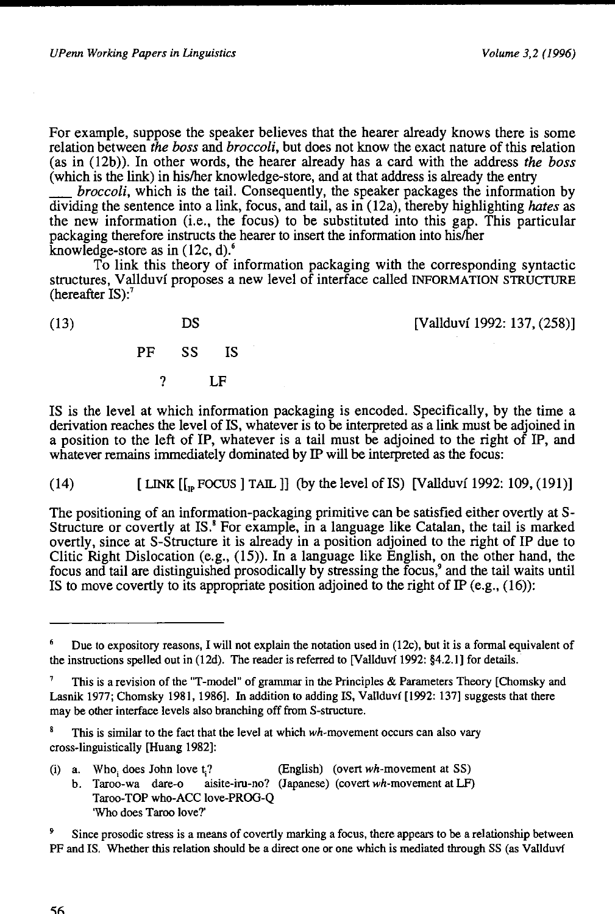For example, suppose the speaker believes that the hearer already knows there is some relation between *the boss* and *broccoli*, but does not know the exact nature of this relation (as in (12b)). In other words, the hearer already has a card with the address *the boss* (which is the link) in his/her knowledge-store, and at that address is already the entry ___ *broccoli*, which is the tail. Consequently, the speaker packages the information by dividing the sentence into a link, focus, and tail, as in (12a), thereby highlighting *hates* as the new information (i.e., the focus) to be substituted into this gap. This particular packaging therefore instructs the hearer to insert the information into his/her knowledge-store as in (12c, d).[6]

To link this theory of information packaging with the corresponding syntactic structures, Vallduví proposes a new level of interface called INFORMATION STRUCTURE (hereafter IS):[7]

(13) [Vallduví 1992: 137, (258)]

```
          DS
   PF     SS     IS
           ?     LF
```

IS is the level at which information packaging is encoded. Specifically, by the time a derivation reaches the level of IS, whatever is to be interpreted as a link must be adjoined in a position to the left of IP, whatever is a tail must be adjoined to the right of IP, and whatever remains immediately dominated by IP will be interpreted as the focus:

(14) [ LINK [[$_{IP}$ FOCUS ] TAIL ]] (by the level of IS) [Vallduví 1992: 109, (191)]

The positioning of an information-packaging primitive can be satisfied either overtly at S-Structure or covertly at IS.[8] For example, in a language like Catalan, the tail is marked overtly, since at S-Structure it is already in a position adjoined to the right of IP due to Clitic Right Dislocation (e.g., (15)). In a language like English, on the other hand, the focus and tail are distinguished prosodically by stressing the focus,[9] and the tail waits until IS to move covertly to its appropriate position adjoined to the right of IP (e.g., (16)):

---

[6] Due to expository reasons, I will not explain the notation used in (12c), but it is a formal equivalent of the instructions spelled out in (12d). The reader is referred to [Vallduví 1992: §4.2.1] for details.

[7] This is a revision of the "T-model" of grammar in the Principles & Parameters Theory [Chomsky and Lasnik 1977; Chomsky 1981, 1986]. In addition to adding IS, Vallduví [1992: 137] suggests that there may be other interface levels also branching off from S-structure.

[8] This is similar to the fact that the level at which *wh*-movement occurs can also vary cross-linguistically [Huang 1982]:

(i) a. Who$_i$ does John love $t_i$? (English) (overt *wh*-movement at SS)
 b. Taroo-wa dare-o aisite-iru-no? (Japanese) (covert *wh*-movement at LF)
 Taroo-TOP who-ACC love-PROG-Q
 'Who does Taroo love?'

[9] Since prosodic stress is a means of covertly marking a focus, there appears to be a relationship between PF and IS. Whether this relation should be a direct one or one which is mediated through SS (as Vallduví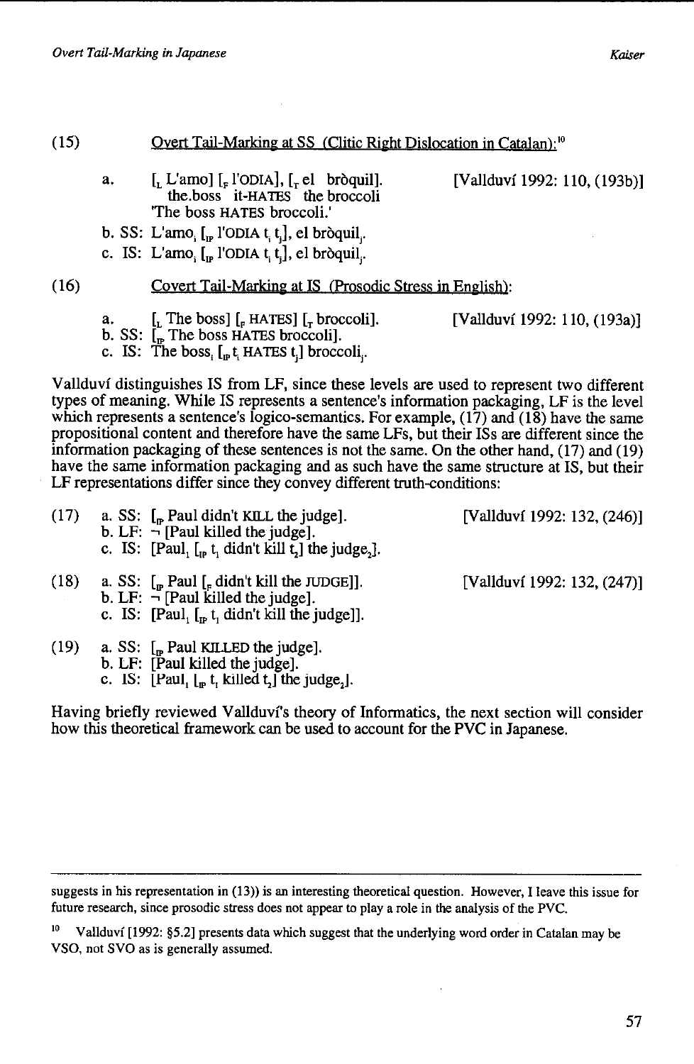(15) Overt Tail-Marking at SS (Clitic Right Dislocation in Catalan):[10]

a. [$_L$ L'amo] [$_F$ l'ODIA], [$_T$ el bròquil]. [Vallduví 1992: 110, (193b)]
 the.boss it-HATES the broccoli
 'The boss HATES broccoli.'

b. SS: L'amo$_i$ [$_{IP}$ l'ODIA $t_i$ $t_j$], el bròquil$_j$.

c. IS: L'amo$_i$ [$_{IP}$ l'ODIA $t_i$ $t_j$], el bròquil$_j$.

(16) Covert Tail-Marking at IS (Prosodic Stress in English):

a. [$_L$ The boss] [$_F$ HATES] [$_T$ broccoli]. [Vallduví 1992: 110, (193a)]

b. SS: [$_{IP}$ The boss HATES broccoli].

c. IS: The boss$_i$ [$_{IP}$ $t_i$ HATES $t_j$] broccoli$_j$.

Vallduví distinguishes IS from LF, since these levels are used to represent two different types of meaning. While IS represents a sentence's information packaging, LF is the level which represents a sentence's logico-semantics. For example, (17) and (18) have the same propositional content and therefore have the same LFs, but their ISs are different since the information packaging of these sentences is not the same. On the other hand, (17) and (19) have the same information packaging and as such have the same structure at IS, but their LF representations differ since they convey different truth-conditions:

(17) a. SS: [$_{IP}$ Paul didn't KILL the judge]. [Vallduví 1992: 132, (246)]
 b. LF: ¬ [Paul killed the judge].
 c. IS: [Paul$_1$ [$_{IP}$ $t_1$ didn't kill $t_2$] the judge$_2$].

(18) a. SS: [$_{IP}$ Paul [$_F$ didn't kill the JUDGE]]. [Vallduví 1992: 132, (247)]
 b. LF: ¬ [Paul killed the judge].
 c. IS: [Paul$_1$ [$_{IP}$ $t_1$ didn't kill the judge]].

(19) a. SS: [$_{IP}$ Paul KILLED the judge].
 b. LF: [Paul killed the judge].
 c. IS: [Paul$_1$ [$_{IP}$ $t_1$ killed $t_2$] the judge$_2$].

Having briefly reviewed Vallduví's theory of Informatics, the next section will consider how this theoretical framework can be used to account for the PVC in Japanese.

---

suggests in his representation in (13)) is an interesting theoretical question. However, I leave this issue for future research, since prosodic stress does not appear to play a role in the analysis of the PVC.

[10] Vallduví [1992: §5.2] presents data which suggest that the underlying word order in Catalan may be VSO, not SVO as is generally assumed.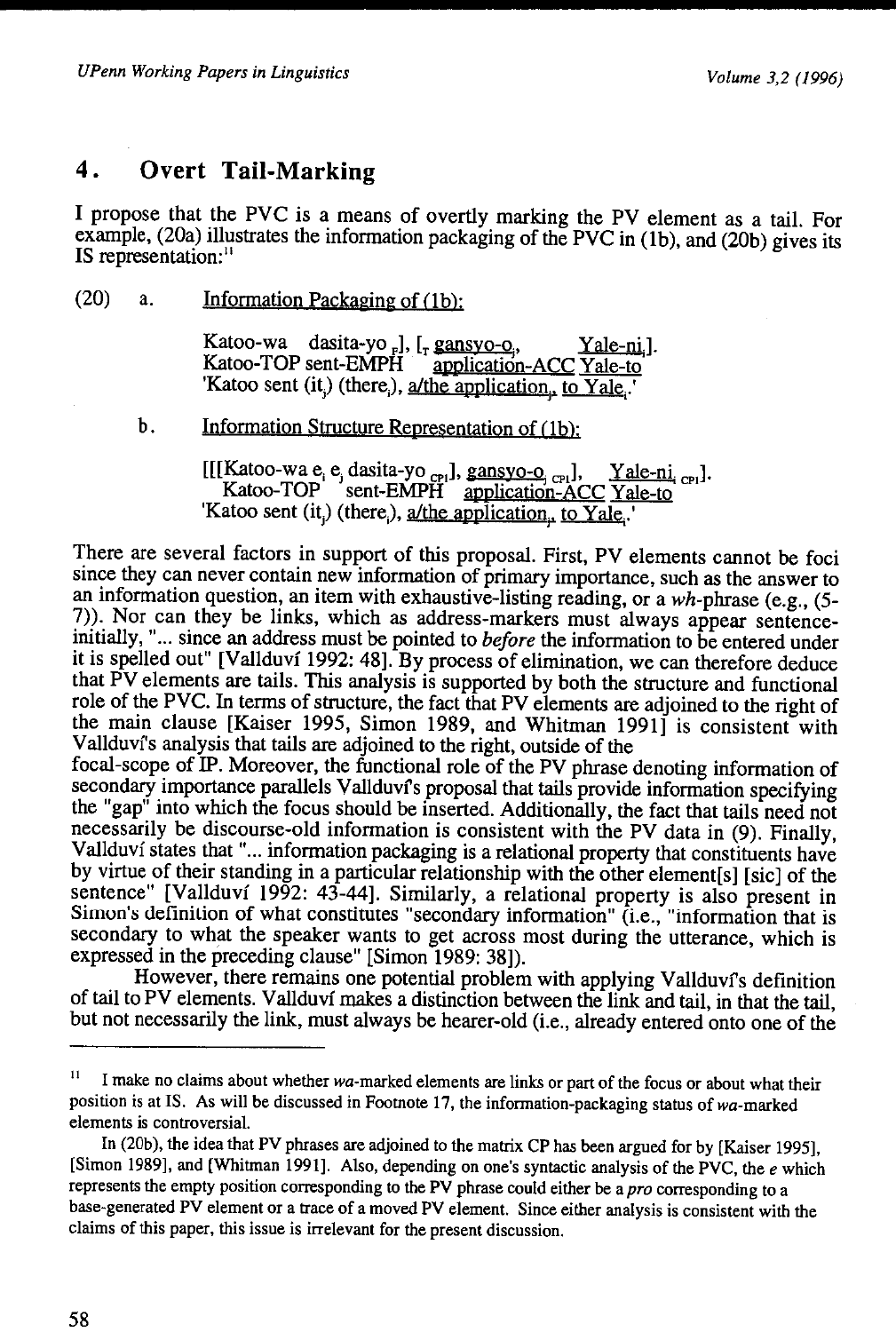## 4. Overt Tail-Marking

I propose that the PVC is a means of overtly marking the PV element as a tail. For example, (20a) illustrates the information packaging of the PVC in (1b), and (20b) gives its IS representation:[11]

(20) a. Information Packaging of (1b):

Katoo-wa dasita-yo $_F$], [$_T$ gansyo-o$_j$ Yale-ni$_i$].
Katoo-TOP sent-EMPH application-ACC Yale-to
'Katoo sent (it$_j$) (there$_i$), a/the application$_j$, to Yale$_i$.'

b. Information Structure Representation of (1b):

[[[Katoo-wa e$_i$ e$_j$ dasita-yo $_{CP1}$], gansyo-o$_j$ $_{CP1}$], Yale-ni$_i$ $_{CP1}$].
Katoo-TOP sent-EMPH application-ACC Yale-to
'Katoo sent (it$_j$) (there$_i$), a/the application$_j$, to Yale$_i$.'

There are several factors in support of this proposal. First, PV elements cannot be foci since they can never contain new information of primary importance, such as the answer to an information question, an item with exhaustive-listing reading, or a *wh*-phrase (e.g., (5-7)). Nor can they be links, which as address-markers must always appear sentence-initially, "... since an address must be pointed to *before* the information to be entered under it is spelled out" [Vallduví 1992: 48]. By process of elimination, we can therefore deduce that PV elements are tails. This analysis is supported by both the structure and functional role of the PVC. In terms of structure, the fact that PV elements are adjoined to the right of the main clause [Kaiser 1995, Simon 1989, and Whitman 1991] is consistent with Vallduví's analysis that tails are adjoined to the right, outside of the focal-scope of IP. Moreover, the functional role of the PV phrase denoting information of secondary importance parallels Vallduví's proposal that tails provide information specifying the "gap" into which the focus should be inserted. Additionally, the fact that tails need not necessarily be discourse-old information is consistent with the PV data in (9). Finally, Vallduví states that "... information packaging is a relational property that constituents have by virtue of their standing in a particular relationship with the other element[s] [sic] of the sentence" [Vallduví 1992: 43-44]. Similarly, a relational property is also present in Simon's definition of what constitutes "secondary information" (i.e., "information that is secondary to what the speaker wants to get across most during the utterance, which is expressed in the preceding clause" [Simon 1989: 38]).

However, there remains one potential problem with applying Vallduví's definition of tail to PV elements. Vallduví makes a distinction between the link and tail, in that the tail, but not necessarily the link, must always be hearer-old (i.e., already entered onto one of the

---

[11] I make no claims about whether *wa*-marked elements are links or part of the focus or about what their position is at IS. As will be discussed in Footnote 17, the information-packaging status of *wa*-marked elements is controversial.

In (20b), the idea that PV phrases are adjoined to the matrix CP has been argued for by [Kaiser 1995], [Simon 1989], and [Whitman 1991]. Also, depending on one's syntactic analysis of the PVC, the *e* which represents the empty position corresponding to the PV phrase could either be a *pro* corresponding to a base-generated PV element or a trace of a moved PV element. Since either analysis is consistent with the claims of this paper, this issue is irrelevant for the present discussion.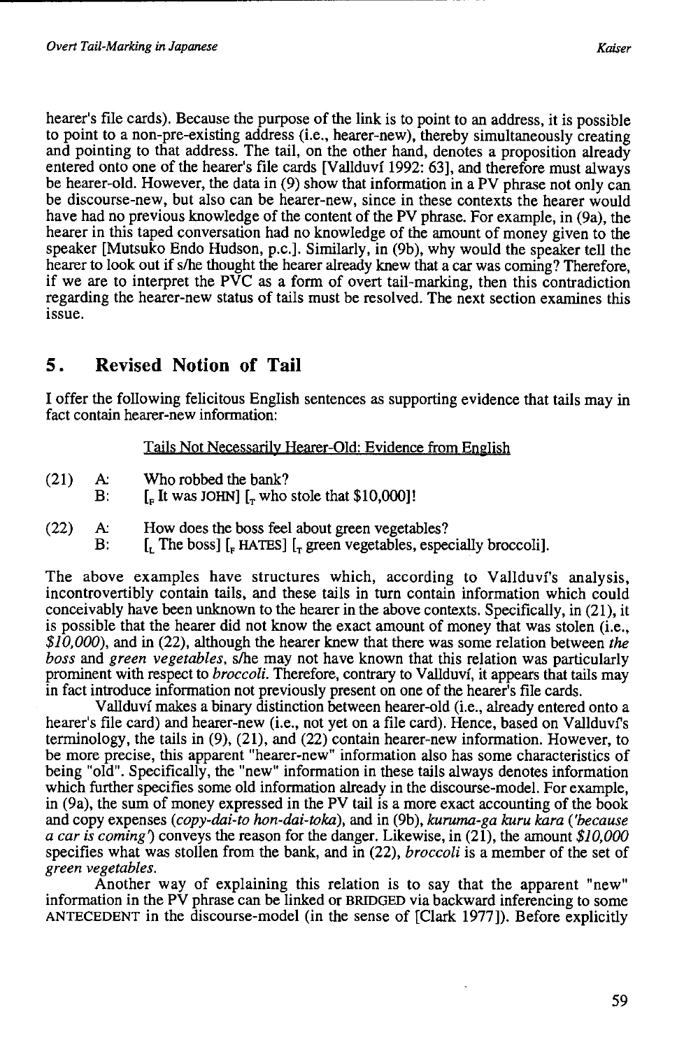hearer's file cards). Because the purpose of the link is to point to an address, it is possible to point to a non-pre-existing address (i.e., hearer-new), thereby simultaneously creating and pointing to that address. The tail, on the other hand, denotes a proposition already entered onto one of the hearer's file cards [Vallduví 1992: 63], and therefore must always be hearer-old. However, the data in (9) show that information in a PV phrase not only can be discourse-new, but also can be hearer-new, since in these contexts the hearer would have had no previous knowledge of the content of the PV phrase. For example, in (9a), the hearer in this taped conversation had no knowledge of the amount of money given to the speaker [Mutsuko Endo Hudson, p.c.]. Similarly, in (9b), why would the speaker tell the hearer to look out if s/he thought the hearer already knew that a car was coming? Therefore, if we are to interpret the PVC as a form of overt tail-marking, then this contradiction regarding the hearer-new status of tails must be resolved. The next section examines this issue.

## 5. Revised Notion of Tail

I offer the following felicitous English sentences as supporting evidence that tails may in fact contain hearer-new information:

<u>Tails Not Necessarily Hearer-Old: Evidence from English</u>

(21) A: Who robbed the bank?
B: [$_F$ It was JOHN] [$_T$ who stole that $10,000]!

(22) A: How does the boss feel about green vegetables?
B: [$_L$ The boss] [$_F$ HATES] [$_T$ green vegetables, especially broccoli].

The above examples have structures which, according to Vallduví's analysis, incontrovertibly contain tails, and these tails in turn contain information which could conceivably have been unknown to the hearer in the above contexts. Specifically, in (21), it is possible that the hearer did not know the exact amount of money that was stolen (i.e., *$10,000*), and in (22), although the hearer knew that there was some relation between *the boss* and *green vegetables*, s/he may not have known that this relation was particularly prominent with respect to *broccoli*. Therefore, contrary to Vallduví, it appears that tails may in fact introduce information not previously present on one of the hearer's file cards.

Vallduví makes a binary distinction between hearer-old (i.e., already entered onto a hearer's file card) and hearer-new (i.e., not yet on a file card). Hence, based on Vallduví's terminology, the tails in (9), (21), and (22) contain hearer-new information. However, to be more precise, this apparent "hearer-new" information also has some characteristics of being "old". Specifically, the "new" information in these tails always denotes information which further specifies some old information already in the discourse-model. For example, in (9a), the sum of money expressed in the PV tail is a more exact accounting of the book and copy expenses (*copy-dai-to hon-dai-toka*), and in (9b), *kuruma-ga kuru kara* (*'because a car is coming'*) conveys the reason for the danger. Likewise, in (21), the amount *$10,000* specifies what was stollen from the bank, and in (22), *broccoli* is a member of the set of *green vegetables*.

Another way of explaining this relation is to say that the apparent "new" information in the PV phrase can be linked or BRIDGED via backward inferencing to some ANTECEDENT in the discourse-model (in the sense of [Clark 1977]). Before explicitly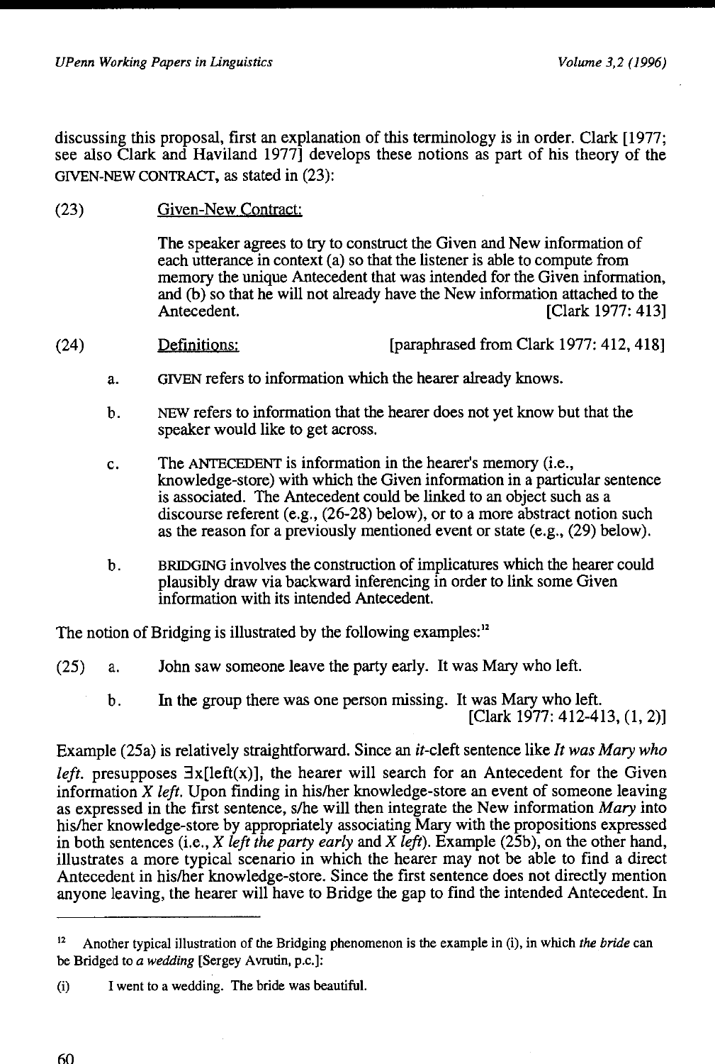discussing this proposal, first an explanation of this terminology is in order. Clark [1977; see also Clark and Haviland 1977] develops these notions as part of his theory of the GIVEN-NEW CONTRACT, as stated in (23):

(23) Given-New Contract:

> The speaker agrees to try to construct the Given and New information of each utterance in context (a) so that the listener is able to compute from memory the unique Antecedent that was intended for the Given information, and (b) so that he will not already have the New information attached to the Antecedent. [Clark 1977: 413]

(24) Definitions: [paraphrased from Clark 1977: 412, 418]

a. GIVEN refers to information which the hearer already knows.

b. NEW refers to information that the hearer does not yet know but that the speaker would like to get across.

c. The ANTECEDENT is information in the hearer's memory (i.e., knowledge-store) with which the Given information in a particular sentence is associated. The Antecedent could be linked to an object such as a discourse referent (e.g., (26-28) below), or to a more abstract notion such as the reason for a previously mentioned event or state (e.g., (29) below).

b. BRIDGING involves the construction of implicatures which the hearer could plausibly draw via backward inferencing in order to link some Given information with its intended Antecedent.

The notion of Bridging is illustrated by the following examples:[12]

(25) a. John saw someone leave the party early. It was Mary who left.

b. In the group there was one person missing. It was Mary who left. [Clark 1977: 412-413, (1, 2)]

Example (25a) is relatively straightforward. Since an *it*-cleft sentence like *It was Mary who left.* presupposes $\exists x[\text{left}(x)]$, the hearer will search for an Antecedent for the Given information *X left.* Upon finding in his/her knowledge-store an event of someone leaving as expressed in the first sentence, s/he will then integrate the New information *Mary* into his/her knowledge-store by appropriately associating Mary with the propositions expressed in both sentences (i.e., *X left the party early* and *X left*). Example (25b), on the other hand, illustrates a more typical scenario in which the hearer may not be able to find a direct Antecedent in his/her knowledge-store. Since the first sentence does not directly mention anyone leaving, the hearer will have to Bridge the gap to find the intended Antecedent. In

---

[12] Another typical illustration of the Bridging phenomenon is the example in (i), in which *the bride* can be Bridged to *a wedding* [Sergey Avrutin, p.c.]:

(i) I went to a wedding. The bride was beautiful.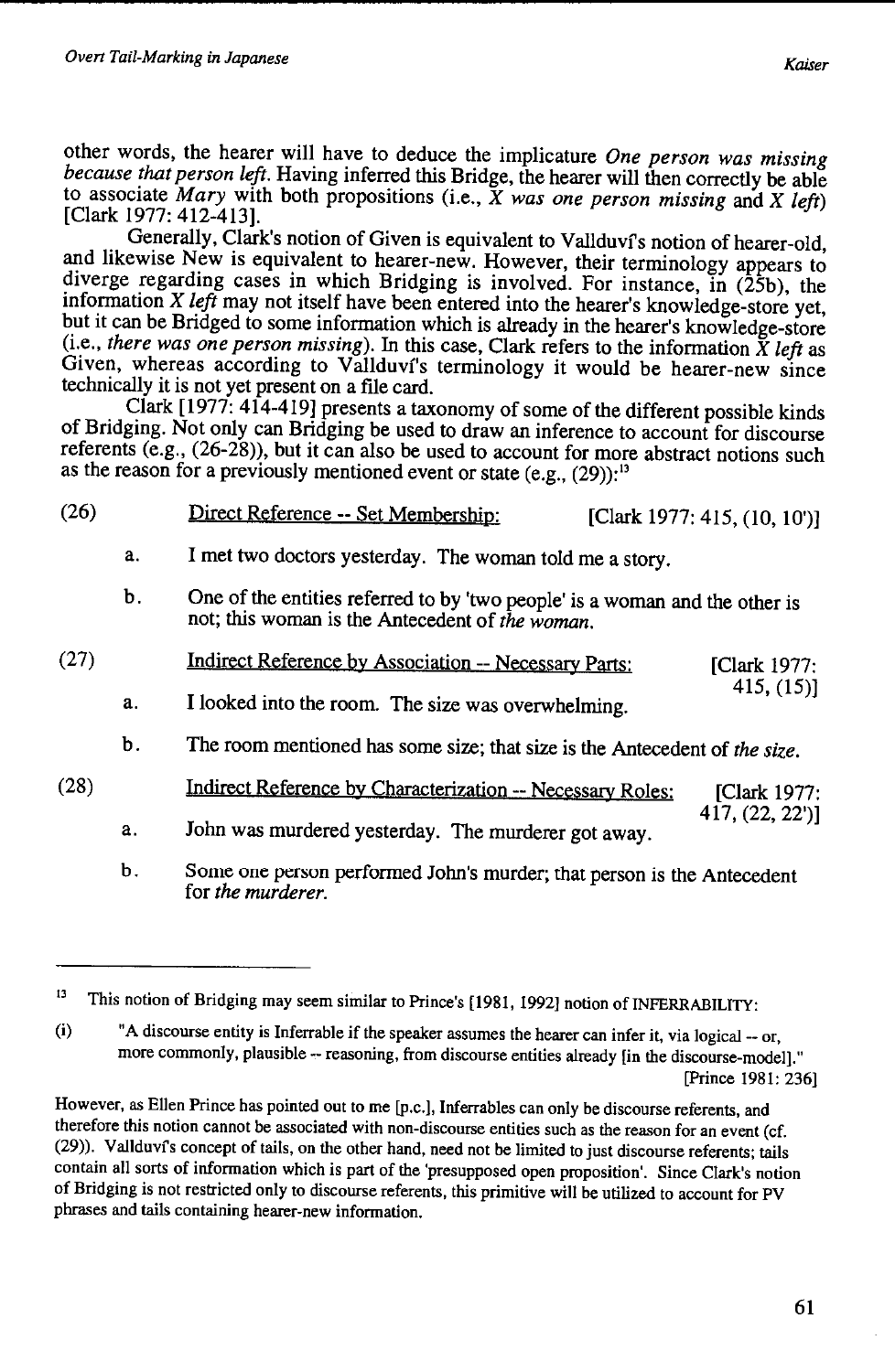other words, the hearer will have to deduce the implicature *One person was missing because that person left*. Having inferred this Bridge, the hearer will then correctly be able to associate *Mary* with both propositions (i.e., *X was one person missing* and *X left*) [Clark 1977: 412-413].

Generally, Clark's notion of Given is equivalent to Vallduví's notion of hearer-old, and likewise New is equivalent to hearer-new. However, their terminology appears to diverge regarding cases in which Bridging is involved. For instance, in (25b), the information *X left* may not itself have been entered into the hearer's knowledge-store yet, but it can be Bridged to some information which is already in the hearer's knowledge-store (i.e., *there was one person missing*). In this case, Clark refers to the information *X left* as Given, whereas according to Vallduví's terminology it would be hearer-new since technically it is not yet present on a file card.

Clark [1977: 414-419] presents a taxonomy of some of the different possible kinds of Bridging. Not only can Bridging be used to draw an inference to account for discourse referents (e.g., (26-28)), but it can also be used to account for more abstract notions such as the reason for a previously mentioned event or state (e.g., (29)):[13]

(26) Direct Reference -- Set Membership: [Clark 1977: 415, (10, 10')]

a. I met two doctors yesterday. The woman told me a story.

b. One of the entities referred to by 'two people' is a woman and the other is not; this woman is the Antecedent of *the woman*.

(27) Indirect Reference by Association -- Necessary Parts: [Clark 1977: 415, (15)]

a. I looked into the room. The size was overwhelming.

b. The room mentioned has some size; that size is the Antecedent of *the size*.

(28) Indirect Reference by Characterization -- Necessary Roles: [Clark 1977: 417, (22, 22')]

a. John was murdered yesterday. The murderer got away.

b. Some one person performed John's murder; that person is the Antecedent for *the murderer*.

---

[13] This notion of Bridging may seem similar to Prince's [1981, 1992] notion of INFERRABILITY:

(i) "A discourse entity is Inferrable if the speaker assumes the hearer can infer it, via logical -- or, more commonly, plausible -- reasoning, from discourse entities already [in the discourse-model]." [Prince 1981: 236]

However, as Ellen Prince has pointed out to me [p.c.], Inferrables can only be discourse referents, and therefore this notion cannot be associated with non-discourse entities such as the reason for an event (cf. (29)). Vallduví's concept of tails, on the other hand, need not be limited to just discourse referents; tails contain all sorts of information which is part of the 'presupposed open proposition'. Since Clark's notion of Bridging is not restricted only to discourse referents, this primitive will be utilized to account for PV phrases and tails containing hearer-new information.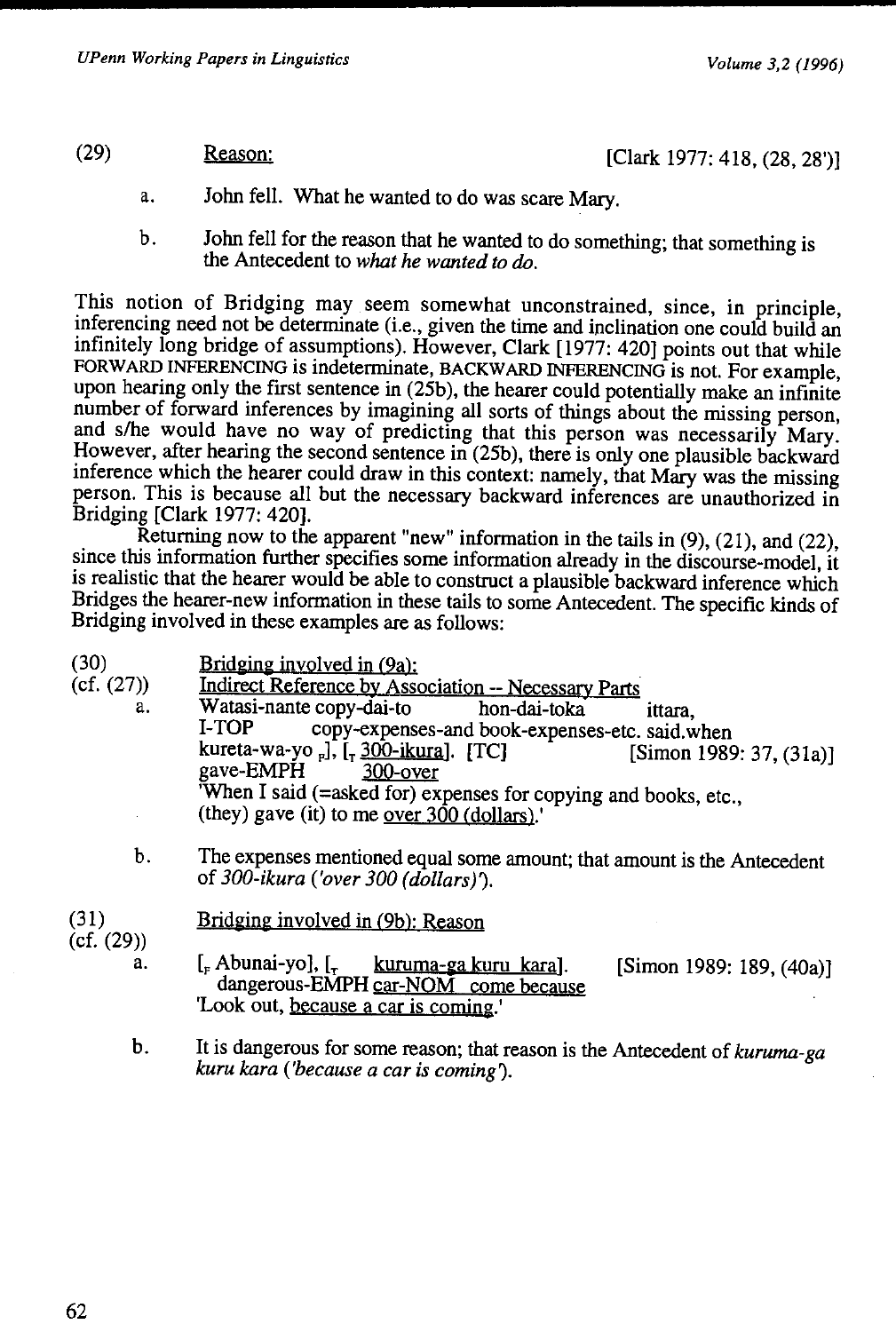(29) <u>Reason:</u> [Clark 1977: 418, (28, 28')]

a. John fell. What he wanted to do was scare Mary.

b. John fell for the reason that he wanted to do something; that something is the Antecedent to *what he wanted to do.*

This notion of Bridging may seem somewhat unconstrained, since, in principle, inferencing need not be determinate (i.e., given the time and inclination one could build an infinitely long bridge of assumptions). However, Clark [1977: 420] points out that while FORWARD INFERENCING is indeterminate, BACKWARD INFERENCING is not. For example, upon hearing only the first sentence in (25b), the hearer could potentially make an infinite number of forward inferences by imagining all sorts of things about the missing person, and s/he would have no way of predicting that this person was necessarily Mary. However, after hearing the second sentence in (25b), there is only one plausible backward inference which the hearer could draw in this context: namely, that Mary was the missing person. This is because all but the necessary backward inferences are unauthorized in Bridging [Clark 1977: 420].

Returning now to the apparent "new" information in the tails in (9), (21), and (22), since this information further specifies some information already in the discourse-model, it is realistic that the hearer would be able to construct a plausible backward inference which Bridges the hearer-new information in these tails to some Antecedent. The specific kinds of Bridging involved in these examples are as follows:

(30) <u>Bridging involved in (9a):</u>
(cf. (27)) <u>Indirect Reference by Association -- Necessary Parts</u>

a. Watasi-nante copy-dai-to hon-dai-toka ittara,
I-TOP copy-expenses-and book-expenses-etc. said.when
kureta-wa-yo $_F$], [$_T$ <u>300-ikura</u>]. [TC] [Simon 1989: 37, (31a)]
gave-EMPH <u>300-over</u>
'When I said (=asked for) expenses for copying and books, etc., (they) gave (it) to me <u>over 300 (dollars)</u>.'

b. The expenses mentioned equal some amount; that amount is the Antecedent of *300-ikura ('over 300 (dollars)').*

(31) <u>Bridging involved in (9b): Reason</u>
(cf. (29))

a. [$_F$ Abunai-yo], [$_T$ <u>kuruma-ga kuru kara</u>]. [Simon 1989: 189, (40a)]
dangerous-EMPH <u>car-NOM come because</u>
'Look out, <u>because a car is coming</u>.'

b. It is dangerous for some reason; that reason is the Antecedent of *kuruma-ga kuru kara ('because a car is coming').*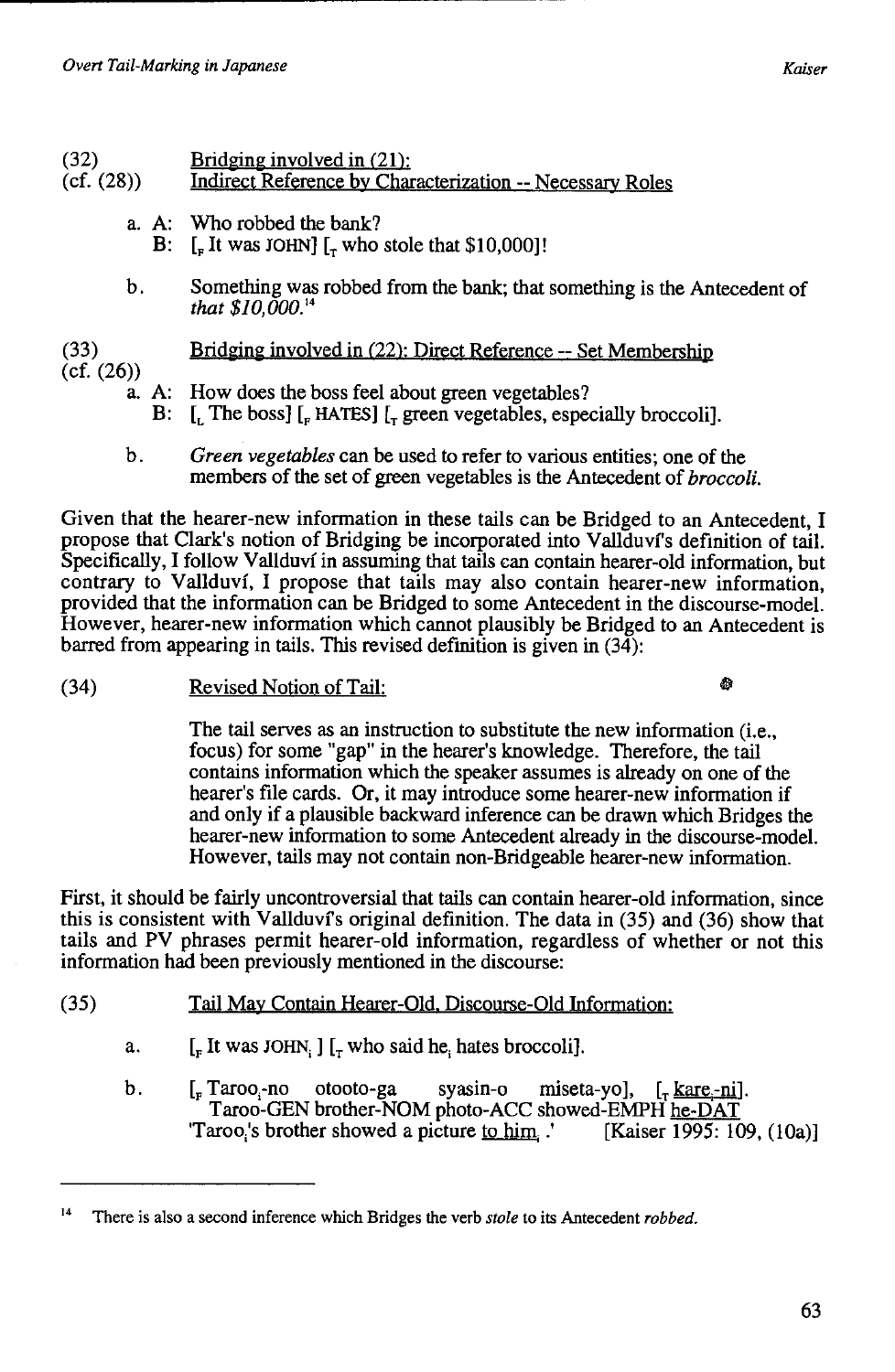(32) <u>Bridging involved in (21):</u>
(cf. (28)) <u>Indirect Reference by Characterization -- Necessary Roles</u>

a. A: Who robbed the bank?
B: [$_F$ It was JOHN] [$_T$ who stole that $10,000]!

b. Something was robbed from the bank; that something is the Antecedent of *that $10,000.*[14]

(33) <u>Bridging involved in (22): Direct Reference -- Set Membership</u>
(cf. (26))

a. A: How does the boss feel about green vegetables?
B: [$_L$ The boss] [$_F$ HATES] [$_T$ green vegetables, especially broccoli].

b. *Green vegetables* can be used to refer to various entities; one of the members of the set of green vegetables is the Antecedent of *broccoli.*

Given that the hearer-new information in these tails can be Bridged to an Antecedent, I propose that Clark's notion of Bridging be incorporated into Vallduví's definition of tail. Specifically, I follow Vallduví in assuming that tails can contain hearer-old information, but contrary to Vallduví, I propose that tails may also contain hearer-new information, provided that the information can be Bridged to some Antecedent in the discourse-model. However, hearer-new information which cannot plausibly be Bridged to an Antecedent is barred from appearing in tails. This revised definition is given in (34):

(34) <u>Revised Notion of Tail:</u>

> The tail serves as an instruction to substitute the new information (i.e., focus) for some "gap" in the hearer's knowledge. Therefore, the tail contains information which the speaker assumes is already on one of the hearer's file cards. Or, it may introduce some hearer-new information if and only if a plausible backward inference can be drawn which Bridges the hearer-new information to some Antecedent already in the discourse-model. However, tails may not contain non-Bridgeable hearer-new information.

First, it should be fairly uncontroversial that tails can contain hearer-old information, since this is consistent with Vallduví's original definition. The data in (35) and (36) show that tails and PV phrases permit hearer-old information, regardless of whether or not this information had been previously mentioned in the discourse:

(35) <u>Tail May Contain Hearer-Old, Discourse-Old Information:</u>

a. [$_F$ It was JOHN$_i$ ] [$_T$ who said he$_i$ hates broccoli].

b. [$_F$ Taroo$_i$-no otooto-ga syasin-o miseta-yo], [$_T$ <u>kare$_i$-ni</u>].
Taroo-GEN brother-NOM photo-ACC showed-EMPH <u>he-DAT</u>
'Taroo$_i$'s brother showed a picture <u>to him$_i$</u>.' [Kaiser 1995: 109, (10a)]

---

[14] There is also a second inference which Bridges the verb *stole* to its Antecedent *robbed.*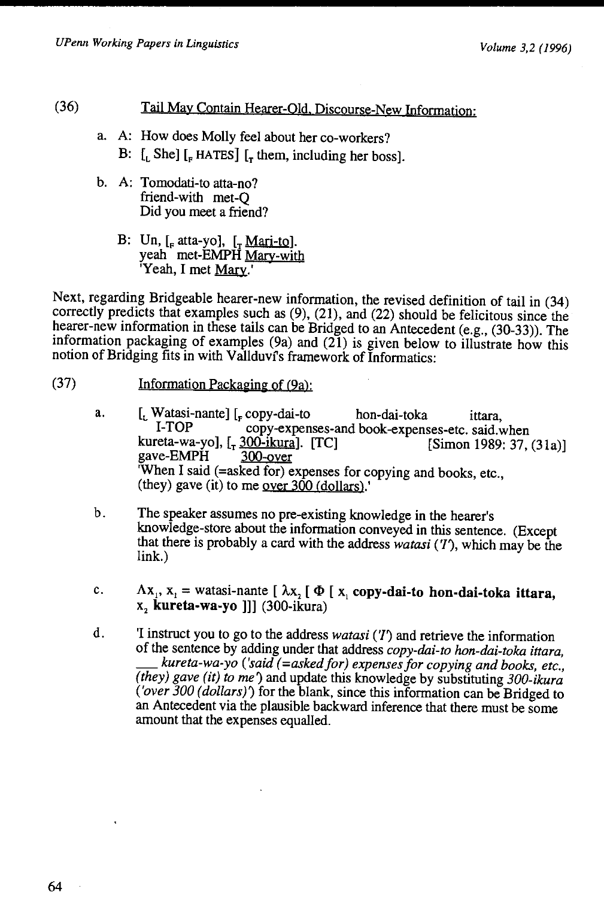(36) Tail May Contain Hearer-Old, Discourse-New Information:

a. A: How does Molly feel about her co-workers?

B: [$_L$ She] [$_F$ HATES] [$_T$ them, including her boss].

b. A: Tomodati-to atta-no?
friend-with met-Q
Did you meet a friend?

B: Un, [$_F$ atta-yo], [$_T$ Mari-to].
yeah met-EMPH Mary-with
'Yeah, I met Mary.'

Next, regarding Bridgeable hearer-new information, the revised definition of tail in (34) correctly predicts that examples such as (9), (21), and (22) should be felicitous since the hearer-new information in these tails can be Bridged to an Antecedent (e.g., (30-33)). The information packaging of examples (9a) and (21) is given below to illustrate how this notion of Bridging fits in with Vallduví's framework of Informatics:

(37) Information Packaging of (9a):

a. [$_L$ Watasi-nante] [$_F$ copy-dai-to hon-dai-toka ittara,
I-TOP copy-expenses-and book-expenses-etc. said.when
kureta-wa-yo], [$_T$ 300-ikura]. [TC] [Simon 1989: 37, (31a)]
gave-EMPH 300-over
'When I said (=asked for) expenses for copying and books, etc., (they) gave (it) to me over 300 (dollars).'

b. The speaker assumes no pre-existing knowledge in the hearer's knowledge-store about the information conveyed in this sentence. (Except that there is probably a card with the address *watasi* (*'I'*), which may be the link.)

c. $\mathrm{A}x_1, x_1$ = watasi-nante [ $\lambda x_2$ [ $\Phi$ [ $x_1$ **copy-dai-to hon-dai-toka ittara,** $x_2$ **kureta-wa-yo** ]]] (300-ikura)

d. 'I instruct you to go to the address *watasi* (*'I'*) and retrieve the information of the sentence by adding under that address *copy-dai-to hon-dai-toka ittara, ___ kureta-wa-yo ('said (=asked for) expenses for copying and books, etc., (they) gave (it) to me')* and update this knowledge by substituting *300-ikura ('over 300 (dollars)')* for the blank, since this information can be Bridged to an Antecedent via the plausible backward inference that there must be some amount that the expenses equalled.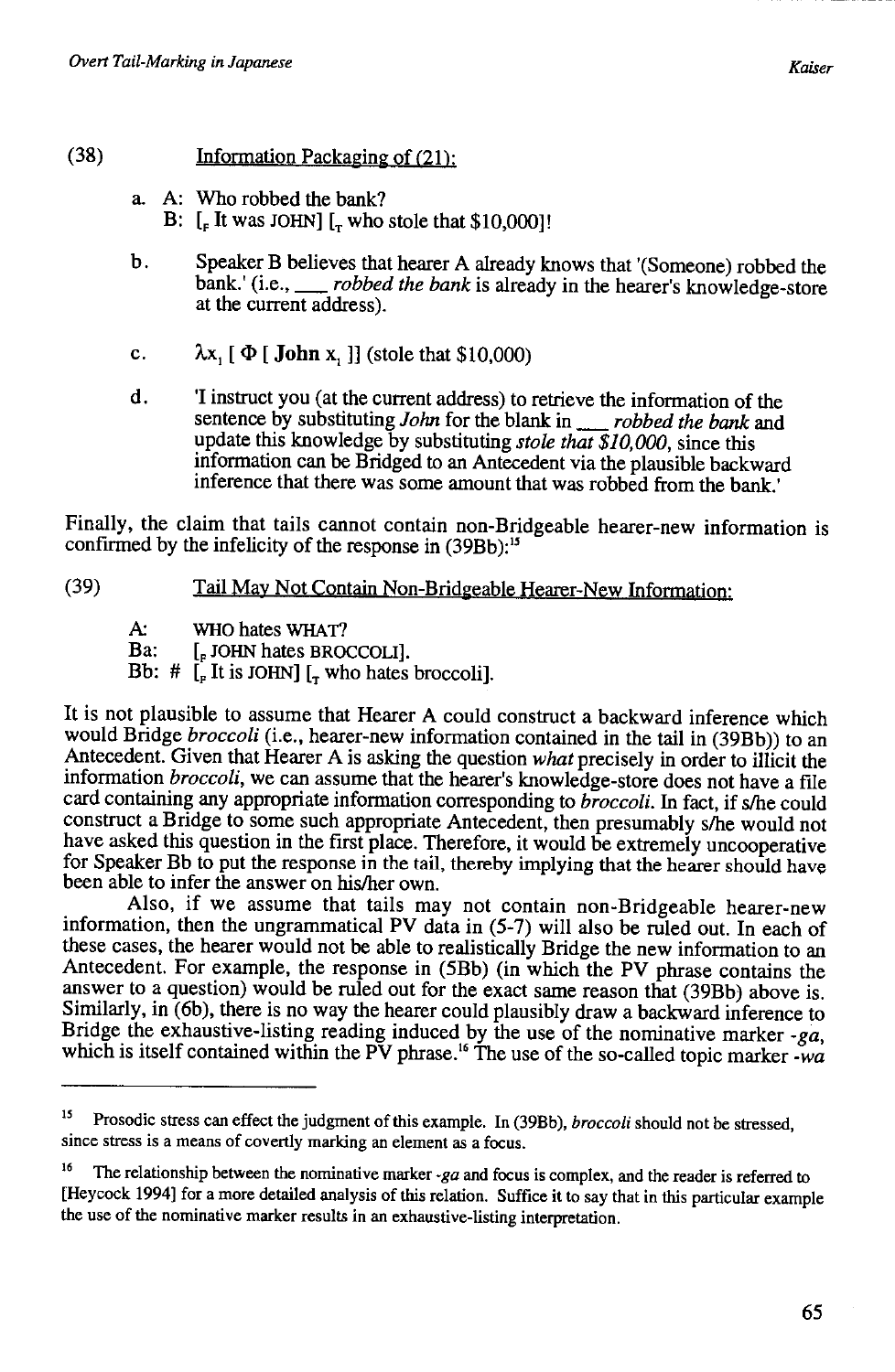(38) Information Packaging of (21):

a. A: Who robbed the bank?
   B: [$_F$ It was JOHN] [$_T$ who stole that $10,000]!

b. Speaker B believes that hearer A already knows that '(Someone) robbed the bank.' (i.e., ___ *robbed the bank* is already in the hearer's knowledge-store at the current address).

c. $\lambda x_1$ [ $\Phi$ [ **John** $x_1$ ]] (stole that $10,000)

d. 'I instruct you (at the current address) to retrieve the information of the sentence by substituting *John* for the blank in ___ *robbed the bank* and update this knowledge by substituting *stole that $10,000*, since this information can be Bridged to an Antecedent via the plausible backward inference that there was some amount that was robbed from the bank.'

Finally, the claim that tails cannot contain non-Bridgeable hearer-new information is confirmed by the infelicity of the response in (39Bb):[15]

(39) Tail May Not Contain Non-Bridgeable Hearer-New Information:

A: WHO hates WHAT?
Ba: [$_F$ JOHN hates BROCCOLI].
Bb: # [$_F$ It is JOHN] [$_T$ who hates broccoli].

It is not plausible to assume that Hearer A could construct a backward inference which would Bridge *broccoli* (i.e., hearer-new information contained in the tail in (39Bb)) to an Antecedent. Given that Hearer A is asking the question *what* precisely in order to illicit the information *broccoli*, we can assume that the hearer's knowledge-store does not have a file card containing any appropriate information corresponding to *broccoli*. In fact, if s/he could construct a Bridge to some such appropriate Antecedent, then presumably s/he would not have asked this question in the first place. Therefore, it would be extremely uncooperative for Speaker Bb to put the response in the tail, thereby implying that the hearer should have been able to infer the answer on his/her own.

Also, if we assume that tails may not contain non-Bridgeable hearer-new information, then the ungrammatical PV data in (5-7) will also be ruled out. In each of these cases, the hearer would not be able to realistically Bridge the new information to an Antecedent. For example, the response in (5Bb) (in which the PV phrase contains the answer to a question) would be ruled out for the exact same reason that (39Bb) above is. Similarly, in (6b), there is no way the hearer could plausibly draw a backward inference to Bridge the exhaustive-listing reading induced by the use of the nominative marker *-ga*, which is itself contained within the PV phrase.[16] The use of the so-called topic marker *-wa*

---

[15] Prosodic stress can effect the judgment of this example. In (39Bb), *broccoli* should not be stressed, since stress is a means of covertly marking an element as a focus.

[16] The relationship between the nominative marker *-ga* and focus is complex, and the reader is referred to [Heycock 1994] for a more detailed analysis of this relation. Suffice it to say that in this particular example the use of the nominative marker results in an exhaustive-listing interpretation.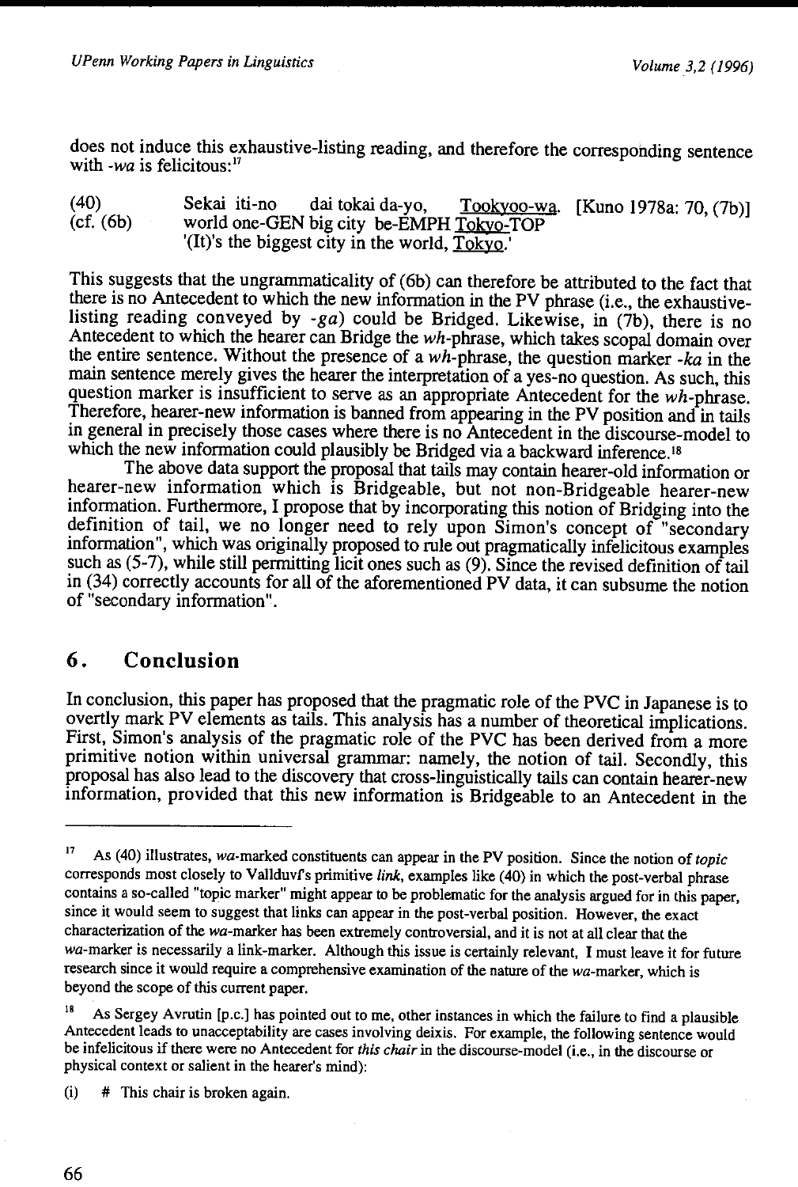does not induce this exhaustive-listing reading, and therefore the corresponding sentence with *-wa* is felicitous:[17]

(40) Sekai iti-no dai tokai da-yo, <u>Tookyoo-wa</u>. [Kuno 1978a: 70, (7b)]
(cf. (6b) world one-GEN big city be-EMPH <u>Tokyo</u>-TOP
'(It)'s the biggest city in the world, <u>Tokyo</u>.'

This suggests that the ungrammaticality of (6b) can therefore be attributed to the fact that there is no Antecedent to which the new information in the PV phrase (i.e., the exhaustive-listing reading conveyed by *-ga*) could be Bridged. Likewise, in (7b), there is no Antecedent to which the hearer can Bridge the *wh*-phrase, which takes scopal domain over the entire sentence. Without the presence of a *wh*-phrase, the question marker *-ka* in the main sentence merely gives the hearer the interpretation of a yes-no question. As such, this question marker is insufficient to serve as an appropriate Antecedent for the *wh*-phrase. Therefore, hearer-new information is banned from appearing in the PV position and in tails in general in precisely those cases where there is no Antecedent in the discourse-model to which the new information could plausibly be Bridged via a backward inference.[18]

The above data support the proposal that tails may contain hearer-old information or hearer-new information which is Bridgeable, but not non-Bridgeable hearer-new information. Furthermore, I propose that by incorporating this notion of Bridging into the definition of tail, we no longer need to rely upon Simon's concept of "secondary information", which was originally proposed to rule out pragmatically infelicitous examples such as (5-7), while still permitting licit ones such as (9). Since the revised definition of tail in (34) correctly accounts for all of the aforementioned PV data, it can subsume the notion of "secondary information".

## 6. Conclusion

In conclusion, this paper has proposed that the pragmatic role of the PVC in Japanese is to overtly mark PV elements as tails. This analysis has a number of theoretical implications. First, Simon's analysis of the pragmatic role of the PVC has been derived from a more primitive notion within universal grammar: namely, the notion of tail. Secondly, this proposal has also lead to the discovery that cross-linguistically tails can contain hearer-new information, provided that this new information is Bridgeable to an Antecedent in the

---

[17] As (40) illustrates, *wa*-marked constituents can appear in the PV position. Since the notion of *topic* corresponds most closely to Vallduví's primitive *link*, examples like (40) in which the post-verbal phrase contains a so-called "topic marker" might appear to be problematic for the analysis argued for in this paper, since it would seem to suggest that links can appear in the post-verbal position. However, the exact characterization of the *wa*-marker has been extremely controversial, and it is not at all clear that the *wa*-marker is necessarily a link-marker. Although this issue is certainly relevant, I must leave it for future research since it would require a comprehensive examination of the nature of the *wa*-marker, which is beyond the scope of this current paper.

[18] As Sergey Avrutin [p.c.] has pointed out to me, other instances in which the failure to find a plausible Antecedent leads to unacceptability are cases involving deixis. For example, the following sentence would be infelicitous if there were no Antecedent for *this chair* in the discourse-model (i.e., in the discourse or physical context or salient in the hearer's mind):

(i) # This chair is broken again.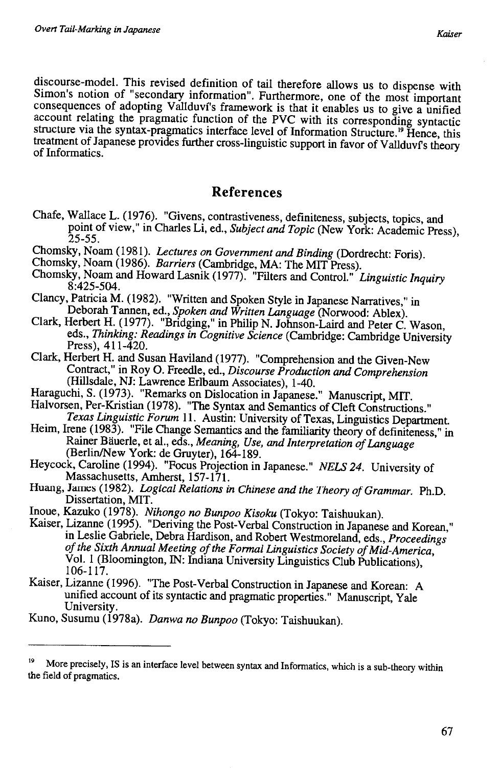discourse-model. This revised definition of tail therefore allows us to dispense with Simon's notion of "secondary information". Furthermore, one of the most important consequences of adopting Vallduví's framework is that it enables us to give a unified account relating the pragmatic function of the PVC with its corresponding syntactic structure via the syntax-pragmatics interface level of Information Structure.[19] Hence, this treatment of Japanese provides further cross-linguistic support in favor of Vallduví's theory of Informatics.

## References

Chafe, Wallace L. (1976). "Givens, contrastiveness, definiteness, subjects, topics, and point of view," in Charles Li, ed., *Subject and Topic* (New York: Academic Press), 25-55.

Chomsky, Noam (1981). *Lectures on Government and Binding* (Dordrecht: Foris).

Chomsky, Noam (1986). *Barriers* (Cambridge, MA: The MIT Press).

Chomsky, Noam and Howard Lasnik (1977). "Filters and Control." *Linguistic Inquiry* 8:425-504.

Clancy, Patricia M. (1982). "Written and Spoken Style in Japanese Narratives," in Deborah Tannen, ed., *Spoken and Written Language* (Norwood: Ablex).

Clark, Herbert H. (1977). "Bridging," in Philip N. Johnson-Laird and Peter C. Wason, eds., *Thinking: Readings in Cognitive Science* (Cambridge: Cambridge University Press), 411-420.

Clark, Herbert H. and Susan Haviland (1977). "Comprehension and the Given-New Contract," in Roy O. Freedle, ed., *Discourse Production and Comprehension* (Hillsdale, NJ: Lawrence Erlbaum Associates), 1-40.

Haraguchi, S. (1973). "Remarks on Dislocation in Japanese." Manuscript, MIT.

Halvorsen, Per-Kristian (1978). "The Syntax and Semantics of Cleft Constructions." *Texas Linguistic Forum* 11. Austin: University of Texas, Linguistics Department.

Heim, Irene (1983). "File Change Semantics and the familiarity theory of definiteness," in Rainer Bäuerle, et al., eds., *Meaning, Use, and Interpretation of Language* (Berlin/New York: de Gruyter), 164-189.

Heycock, Caroline (1994). "Focus Projection in Japanese." *NELS 24*. University of Massachusetts, Amherst, 157-171.

Huang, James (1982). *Logical Relations in Chinese and the Theory of Grammar*. Ph.D. Dissertation, MIT.

Inoue, Kazuko (1978). *Nihongo no Bunpoo Kisoku* (Tokyo: Taishuukan).

Kaiser, Lizanne (1995). "Deriving the Post-Verbal Construction in Japanese and Korean," in Leslie Gabriele, Debra Hardison, and Robert Westmoreland, eds., *Proceedings of the Sixth Annual Meeting of the Formal Linguistics Society of Mid-America*, Vol. 1 (Bloomington, IN: Indiana University Linguistics Club Publications), 106-117.

Kaiser, Lizanne (1996). "The Post-Verbal Construction in Japanese and Korean: A unified account of its syntactic and pragmatic properties." Manuscript, Yale University.

Kuno, Susumu (1978a). *Danwa no Bunpoo* (Tokyo: Taishuukan).

---

[19] More precisely, IS is an interface level between syntax and Informatics, which is a sub-theory within the field of pragmatics.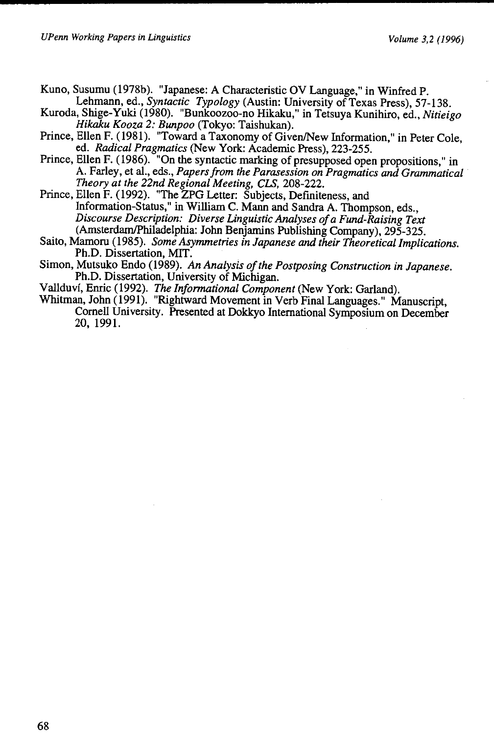Kuno, Susumu (1978b). "Japanese: A Characteristic OV Language," in Winfred P. Lehmann, ed., *Syntactic Typology* (Austin: University of Texas Press), 57-138.

Kuroda, Shige-Yuki (1980). "Bunkoozoo-no Hikaku," in Tetsuya Kunihiro, ed., *Nitieigo Hikaku Kooza 2: Bunpoo* (Tokyo: Taishukan).

Prince, Ellen F. (1981). "Toward a Taxonomy of Given/New Information," in Peter Cole, ed. *Radical Pragmatics* (New York: Academic Press), 223-255.

Prince, Ellen F. (1986). "On the syntactic marking of presupposed open propositions," in A. Farley, et al., eds., *Papers from the Parasession on Pragmatics and Grammatical Theory at the 22nd Regional Meeting, CLS*, 208-222.

Prince, Ellen F. (1992). "The ZPG Letter: Subjects, Definiteness, and Information-Status," in William C. Mann and Sandra A. Thompson, eds., *Discourse Description: Diverse Linguistic Analyses of a Fund-Raising Text* (Amsterdam/Philadelphia: John Benjamins Publishing Company), 295-325.

Saito, Mamoru (1985). *Some Asymmetries in Japanese and their Theoretical Implications.* Ph.D. Dissertation, MIT.

Simon, Mutsuko Endo (1989). *An Analysis of the Postposing Construction in Japanese.* Ph.D. Dissertation, University of Michigan.

Vallduví, Enric (1992). *The Informational Component* (New York: Garland).

Whitman, John (1991). "Rightward Movement in Verb Final Languages." Manuscript, Cornell University. Presented at Dokkyo International Symposium on December 20, 1991.